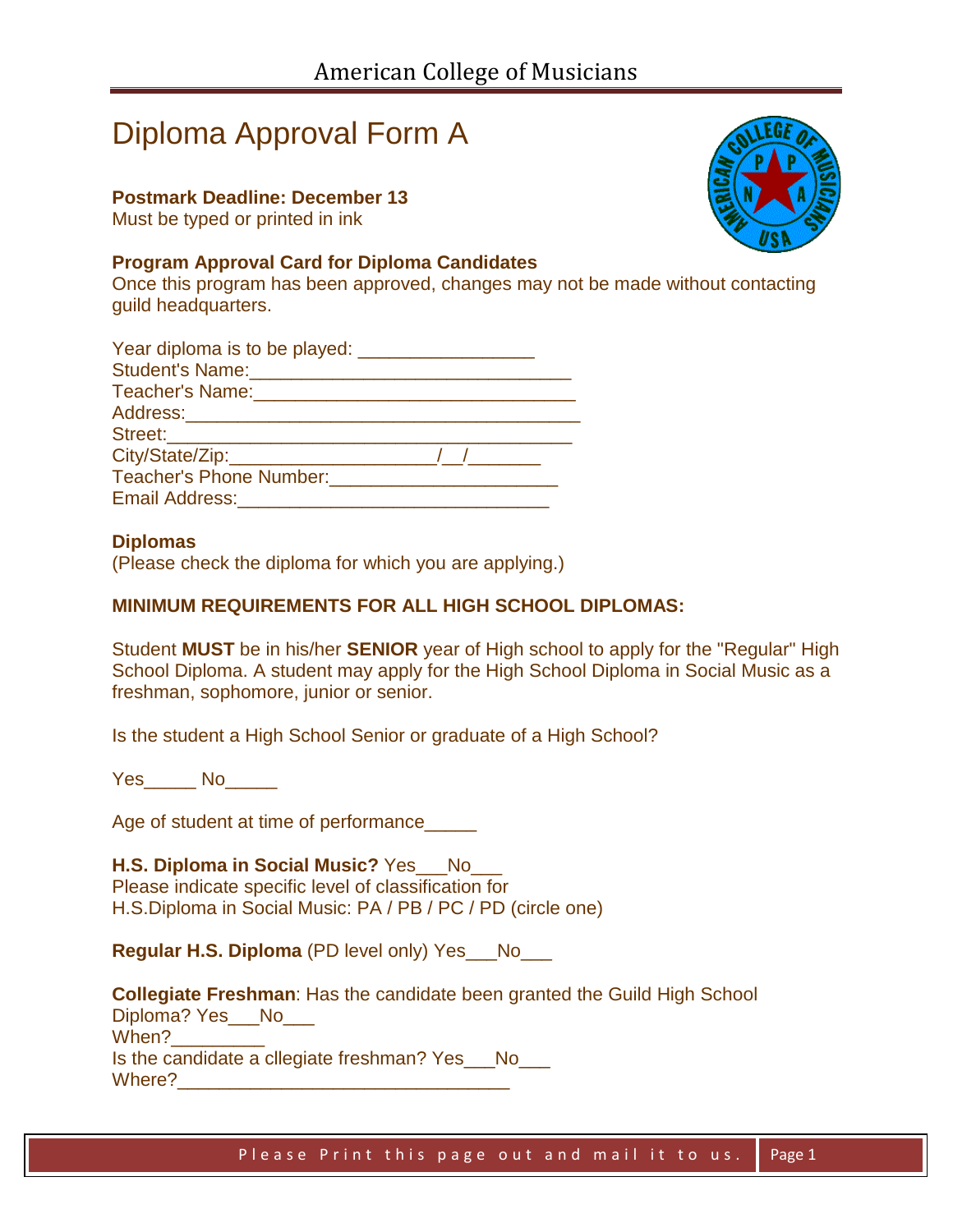American College of Musicians

# Diploma Approval Form A

**Postmark Deadline: December 13**
Must be typed or printed in ink

**Program Approval Card for Diploma Candidates**
Once this program has been approved, changes may not be made without contacting guild headquarters.

Year diploma is to be played: _________________
Student's Name:_______________________________
Teacher's Name:_______________________________
Address:_____________________________________
Street:______________________________________
City/State/Zip:____________________/__/_______
Teacher's Phone Number:______________________
Email Address:______________________________

**Diplomas**
(Please check the diploma for which you are applying.)

**MINIMUM REQUIREMENTS FOR ALL HIGH SCHOOL DIPLOMAS:**

Student **MUST** be in his/her **SENIOR** year of High school to apply for the "Regular" High School Diploma. A student may apply for the High School Diploma in Social Music as a freshman, sophomore, junior or senior.

Is the student a High School Senior or graduate of a High School?

Yes_____ No_____

Age of student at time of performance_____

**H.S. Diploma in Social Music?** Yes___No___
Please indicate specific level of classification for
H.S.Diploma in Social Music: PA / PB / PC / PD (circle one)

**Regular H.S. Diploma** (PD level only) Yes___No___

**Collegiate Freshman**: Has the candidate been granted the Guild High School Diploma? Yes___No___
When?_________
Is the candidate a cllegiate freshman? Yes___No___
Where?________________________________

Please Print this page out and mail it to us.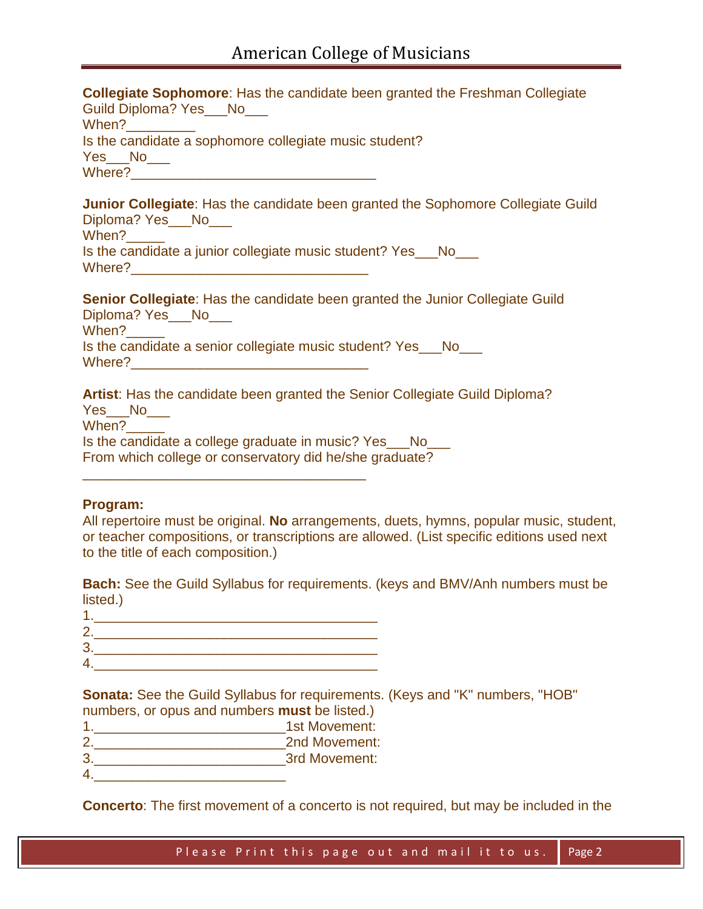**Collegiate Sophomore**: Has the candidate been granted the Freshman Collegiate Guild Diploma? Yes___No___
When?_________
Is the candidate a sophomore collegiate music student?
Yes___No___
Where?________________________________

**Junior Collegiate**: Has the candidate been granted the Sophomore Collegiate Guild Diploma? Yes___No___
When?_____
Is the candidate a junior collegiate music student? Yes___No___
Where?_______________________________

**Senior Collegiate**: Has the candidate been granted the Junior Collegiate Guild Diploma? Yes___No___
When?_____
Is the candidate a senior collegiate music student? Yes___No___
Where?_______________________________

**Artist**: Has the candidate been granted the Senior Collegiate Guild Diploma?
Yes___No___
When?_____
Is the candidate a college graduate in music? Yes___No___
From which college or conservatory did he/she graduate?
_____________________________________

**Program:**

All repertoire must be original. **No** arrangements, duets, hymns, popular music, student, or teacher compositions, or transcriptions are allowed. (List specific editions used next to the title of each composition.)

**Bach:** See the Guild Syllabus for requirements. (keys and BMV/Anh numbers must be listed.)

1._____________________________________
2._____________________________________
3._____________________________________
4._____________________________________

**Sonata:** See the Guild Syllabus for requirements. (Keys and "K" numbers, "HOB" numbers, or opus and numbers **must** be listed.)

1.________________________1st Movement:
2.________________________2nd Movement:
3.________________________3rd Movement:
4.________________________

**Concerto**: The first movement of a concerto is not required, but may be included in the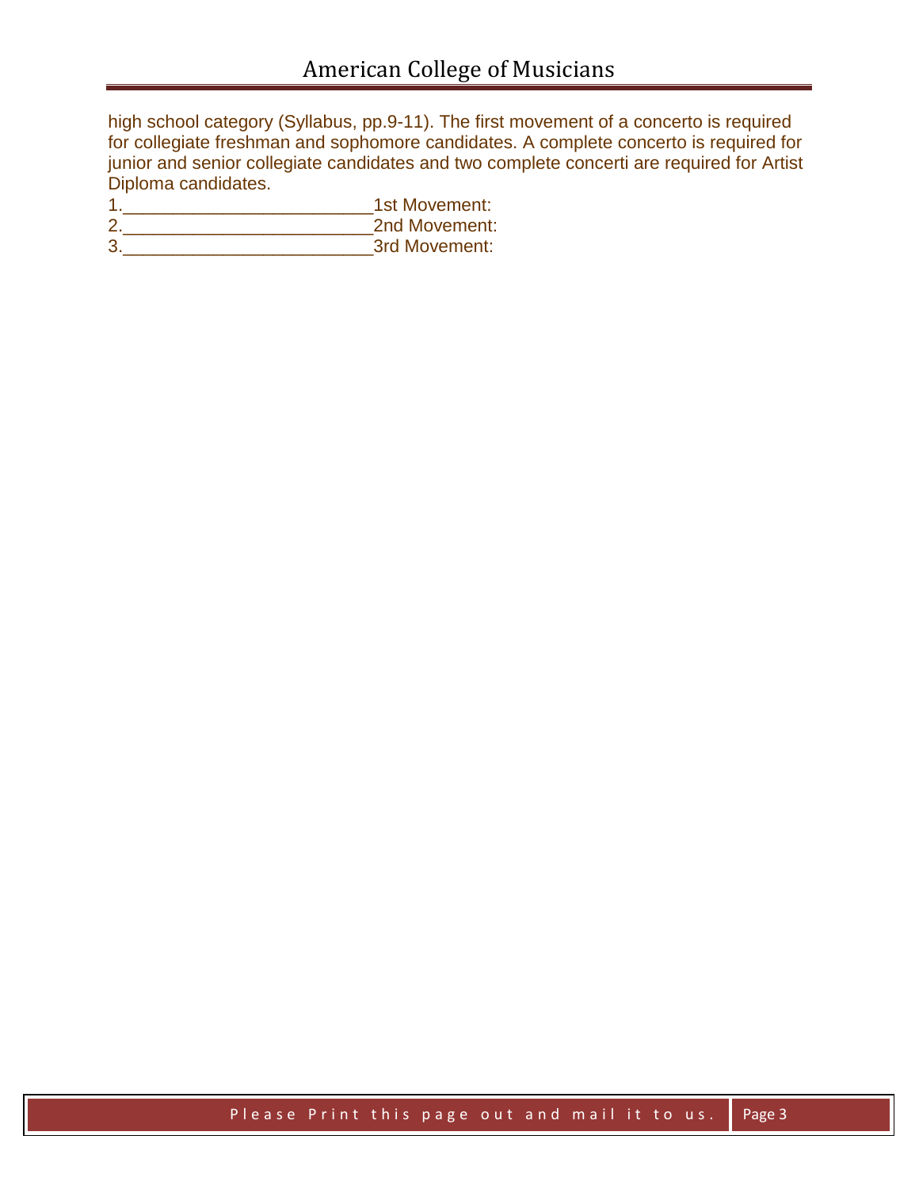high school category (Syllabus, pp.9-11). The first movement of a concerto is required for collegiate freshman and sophomore candidates. A complete concerto is required for junior and senior collegiate candidates and two complete concerti are required for Artist Diploma candidates.

1._________________________1st Movement:
2._________________________2nd Movement:
3._________________________3rd Movement: